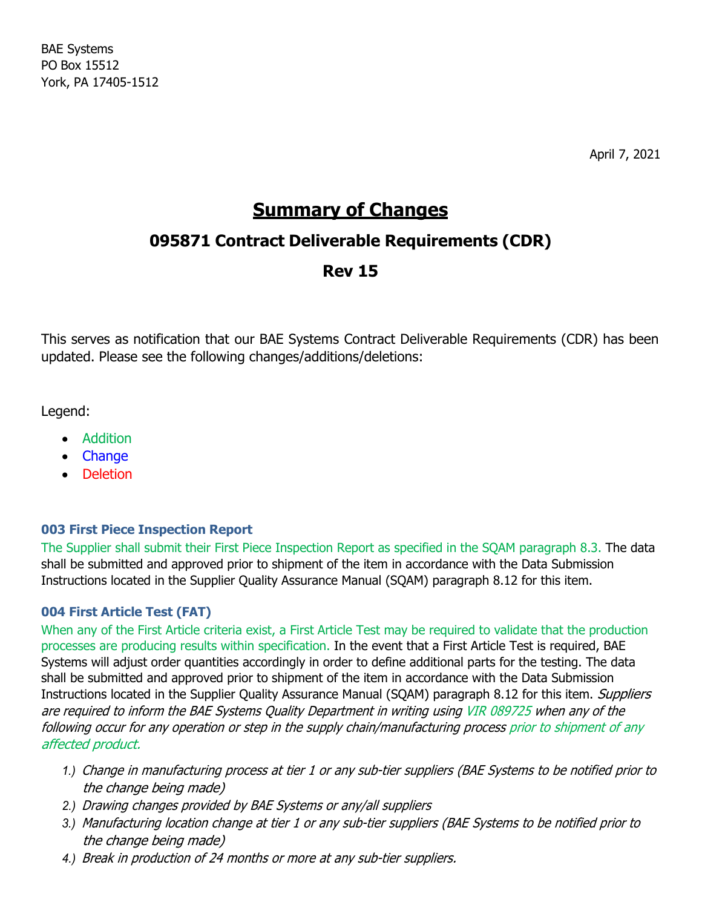BAE Systems
PO Box 15512
York, PA 17405-1512

April 7, 2021

# Summary of Changes

## 095871 Contract Deliverable Requirements (CDR)

## Rev 15

This serves as notification that our BAE Systems Contract Deliverable Requirements (CDR) has been updated. Please see the following changes/additions/deletions:

Legend:

- Addition
- Change
- Deletion

### 003 First Piece Inspection Report

The Supplier shall submit their First Piece Inspection Report as specified in the SQAM paragraph 8.3. The data shall be submitted and approved prior to shipment of the item in accordance with the Data Submission Instructions located in the Supplier Quality Assurance Manual (SQAM) paragraph 8.12 for this item.

### 004 First Article Test (FAT)

When any of the First Article criteria exist, a First Article Test may be required to validate that the production processes are producing results within specification. In the event that a First Article Test is required, BAE Systems will adjust order quantities accordingly in order to define additional parts for the testing. The data shall be submitted and approved prior to shipment of the item in accordance with the Data Submission Instructions located in the Supplier Quality Assurance Manual (SQAM) paragraph 8.12 for this item. *Suppliers are required to inform the BAE Systems Quality Department in writing using VIR 089725 when any of the following occur for any operation or step in the supply chain/manufacturing process prior to shipment of any affected product.*

1.) *Change in manufacturing process at tier 1 or any sub-tier suppliers (BAE Systems to be notified prior to the change being made)*
2.) *Drawing changes provided by BAE Systems or any/all suppliers*
3.) *Manufacturing location change at tier 1 or any sub-tier suppliers (BAE Systems to be notified prior to the change being made)*
4.) *Break in production of 24 months or more at any sub-tier suppliers.*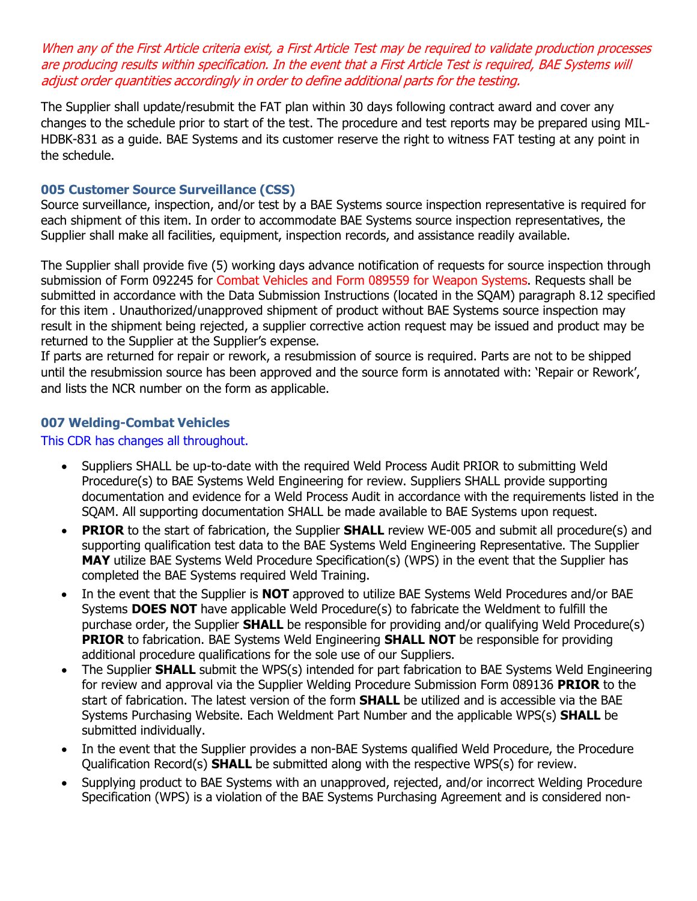*When any of the First Article criteria exist, a First Article Test may be required to validate production processes are producing results within specification. In the event that a First Article Test is required, BAE Systems will adjust order quantities accordingly in order to define additional parts for the testing.*

The Supplier shall update/resubmit the FAT plan within 30 days following contract award and cover any changes to the schedule prior to start of the test. The procedure and test reports may be prepared using MIL-HDBK-831 as a guide. BAE Systems and its customer reserve the right to witness FAT testing at any point in the schedule.

### 005 Customer Source Surveillance (CSS)

Source surveillance, inspection, and/or test by a BAE Systems source inspection representative is required for each shipment of this item. In order to accommodate BAE Systems source inspection representatives, the Supplier shall make all facilities, equipment, inspection records, and assistance readily available.

The Supplier shall provide five (5) working days advance notification of requests for source inspection through submission of Form 092245 for Combat Vehicles and Form 089559 for Weapon Systems. Requests shall be submitted in accordance with the Data Submission Instructions (located in the SQAM) paragraph 8.12 specified for this item . Unauthorized/unapproved shipment of product without BAE Systems source inspection may result in the shipment being rejected, a supplier corrective action request may be issued and product may be returned to the Supplier at the Supplier's expense.
If parts are returned for repair or rework, a resubmission of source is required. Parts are not to be shipped until the resubmission source has been approved and the source form is annotated with: 'Repair or Rework', and lists the NCR number on the form as applicable.

### 007 Welding-Combat Vehicles

This CDR has changes all throughout.

- Suppliers SHALL be up-to-date with the required Weld Process Audit PRIOR to submitting Weld Procedure(s) to BAE Systems Weld Engineering for review. Suppliers SHALL provide supporting documentation and evidence for a Weld Process Audit in accordance with the requirements listed in the SQAM. All supporting documentation SHALL be made available to BAE Systems upon request.
- **PRIOR** to the start of fabrication, the Supplier **SHALL** review WE-005 and submit all procedure(s) and supporting qualification test data to the BAE Systems Weld Engineering Representative. The Supplier **MAY** utilize BAE Systems Weld Procedure Specification(s) (WPS) in the event that the Supplier has completed the BAE Systems required Weld Training.
- In the event that the Supplier is **NOT** approved to utilize BAE Systems Weld Procedures and/or BAE Systems **DOES NOT** have applicable Weld Procedure(s) to fabricate the Weldment to fulfill the purchase order, the Supplier **SHALL** be responsible for providing and/or qualifying Weld Procedure(s) **PRIOR** to fabrication. BAE Systems Weld Engineering **SHALL NOT** be responsible for providing additional procedure qualifications for the sole use of our Suppliers.
- The Supplier **SHALL** submit the WPS(s) intended for part fabrication to BAE Systems Weld Engineering for review and approval via the Supplier Welding Procedure Submission Form 089136 **PRIOR** to the start of fabrication. The latest version of the form **SHALL** be utilized and is accessible via the BAE Systems Purchasing Website. Each Weldment Part Number and the applicable WPS(s) **SHALL** be submitted individually.
- In the event that the Supplier provides a non-BAE Systems qualified Weld Procedure, the Procedure Qualification Record(s) **SHALL** be submitted along with the respective WPS(s) for review.
- Supplying product to BAE Systems with an unapproved, rejected, and/or incorrect Welding Procedure Specification (WPS) is a violation of the BAE Systems Purchasing Agreement and is considered non-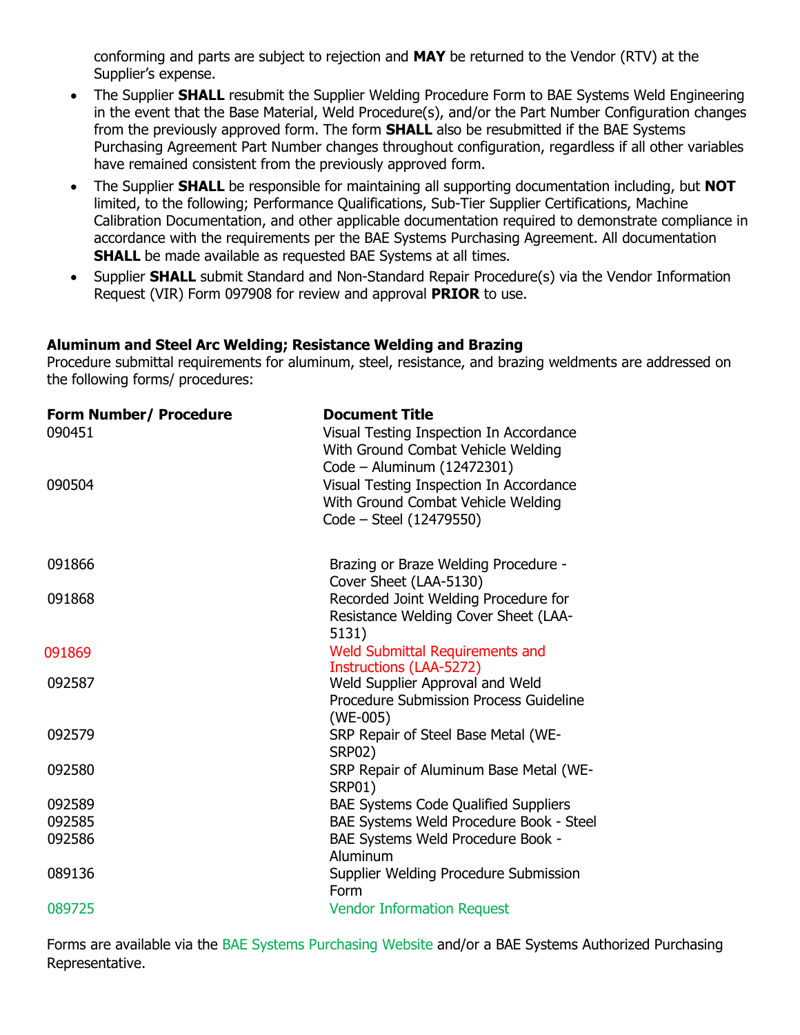conforming and parts are subject to rejection and **MAY** be returned to the Vendor (RTV) at the Supplier's expense.

- The Supplier **SHALL** resubmit the Supplier Welding Procedure Form to BAE Systems Weld Engineering in the event that the Base Material, Weld Procedure(s), and/or the Part Number Configuration changes from the previously approved form. The form **SHALL** also be resubmitted if the BAE Systems Purchasing Agreement Part Number changes throughout configuration, regardless if all other variables have remained consistent from the previously approved form.
- The Supplier **SHALL** be responsible for maintaining all supporting documentation including, but **NOT** limited, to the following; Performance Qualifications, Sub-Tier Supplier Certifications, Machine Calibration Documentation, and other applicable documentation required to demonstrate compliance in accordance with the requirements per the BAE Systems Purchasing Agreement. All documentation **SHALL** be made available as requested BAE Systems at all times.
- Supplier **SHALL** submit Standard and Non-Standard Repair Procedure(s) via the Vendor Information Request (VIR) Form 097908 for review and approval **PRIOR** to use.

**Aluminum and Steel Arc Welding; Resistance Welding and Brazing**

Procedure submittal requirements for aluminum, steel, resistance, and brazing weldments are addressed on the following forms/ procedures:

| Form Number/ Procedure | Document Title |
|---|---|
| 090451 | Visual Testing Inspection In Accordance With Ground Combat Vehicle Welding Code – Aluminum (12472301) |
| 090504 | Visual Testing Inspection In Accordance With Ground Combat Vehicle Welding Code – Steel (12479550) |
| 091866 | Brazing or Braze Welding Procedure - Cover Sheet (LAA-5130) |
| 091868 | Recorded Joint Welding Procedure for Resistance Welding Cover Sheet (LAA-5131) |
| 091869 | Weld Submittal Requirements and Instructions (LAA-5272) |
| 092587 | Weld Supplier Approval and Weld Procedure Submission Process Guideline (WE-005) |
| 092579 | SRP Repair of Steel Base Metal (WE-SRP02) |
| 092580 | SRP Repair of Aluminum Base Metal (WE-SRP01) |
| 092589 | BAE Systems Code Qualified Suppliers |
| 092585 | BAE Systems Weld Procedure Book - Steel |
| 092586 | BAE Systems Weld Procedure Book - Aluminum |
| 089136 | Supplier Welding Procedure Submission Form |
| 089725 | Vendor Information Request |

Forms are available via the BAE Systems Purchasing Website and/or a BAE Systems Authorized Purchasing Representative.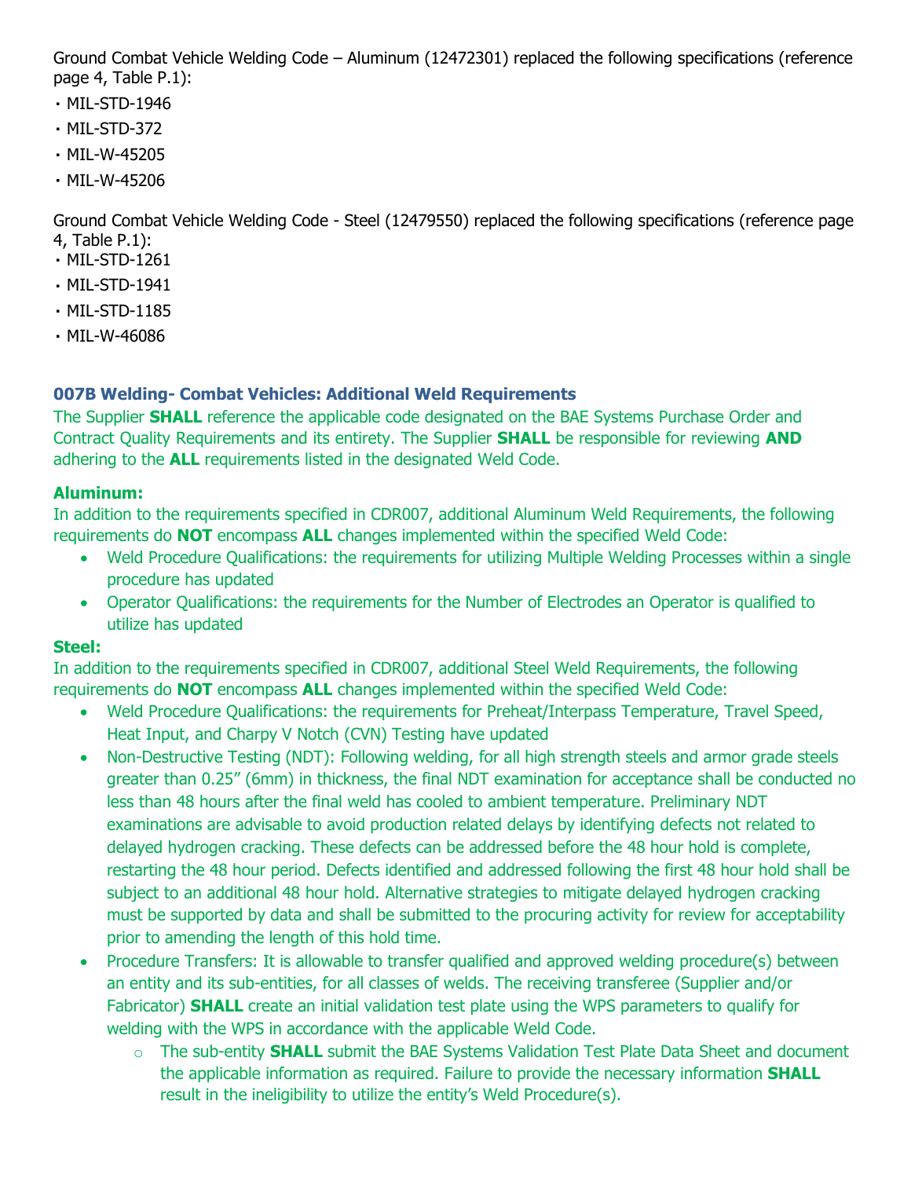Ground Combat Vehicle Welding Code – Aluminum (12472301) replaced the following specifications (reference page 4, Table P.1):

- MIL-STD-1946
- MIL-STD-372
- MIL-W-45205
- MIL-W-45206

Ground Combat Vehicle Welding Code - Steel (12479550) replaced the following specifications (reference page 4, Table P.1):

- MIL-STD-1261
- MIL-STD-1941
- MIL-STD-1185
- MIL-W-46086

### 007B Welding- Combat Vehicles: Additional Weld Requirements

The Supplier **SHALL** reference the applicable code designated on the BAE Systems Purchase Order and Contract Quality Requirements and its entirety. The Supplier **SHALL** be responsible for reviewing **AND** adhering to the **ALL** requirements listed in the designated Weld Code.

#### Aluminum:

In addition to the requirements specified in CDR007, additional Aluminum Weld Requirements, the following requirements do **NOT** encompass **ALL** changes implemented within the specified Weld Code:

- Weld Procedure Qualifications: the requirements for utilizing Multiple Welding Processes within a single procedure has updated
- Operator Qualifications: the requirements for the Number of Electrodes an Operator is qualified to utilize has updated

#### Steel:

In addition to the requirements specified in CDR007, additional Steel Weld Requirements, the following requirements do **NOT** encompass **ALL** changes implemented within the specified Weld Code:

- Weld Procedure Qualifications: the requirements for Preheat/Interpass Temperature, Travel Speed, Heat Input, and Charpy V Notch (CVN) Testing have updated
- Non-Destructive Testing (NDT): Following welding, for all high strength steels and armor grade steels greater than 0.25” (6mm) in thickness, the final NDT examination for acceptance shall be conducted no less than 48 hours after the final weld has cooled to ambient temperature. Preliminary NDT examinations are advisable to avoid production related delays by identifying defects not related to delayed hydrogen cracking. These defects can be addressed before the 48 hour hold is complete, restarting the 48 hour period. Defects identified and addressed following the first 48 hour hold shall be subject to an additional 48 hour hold. Alternative strategies to mitigate delayed hydrogen cracking must be supported by data and shall be submitted to the procuring activity for review for acceptability prior to amending the length of this hold time.
- Procedure Transfers: It is allowable to transfer qualified and approved welding procedure(s) between an entity and its sub-entities, for all classes of welds. The receiving transferee (Supplier and/or Fabricator) **SHALL** create an initial validation test plate using the WPS parameters to qualify for welding with the WPS in accordance with the applicable Weld Code.
  - The sub-entity **SHALL** submit the BAE Systems Validation Test Plate Data Sheet and document the applicable information as required. Failure to provide the necessary information **SHALL** result in the ineligibility to utilize the entity’s Weld Procedure(s).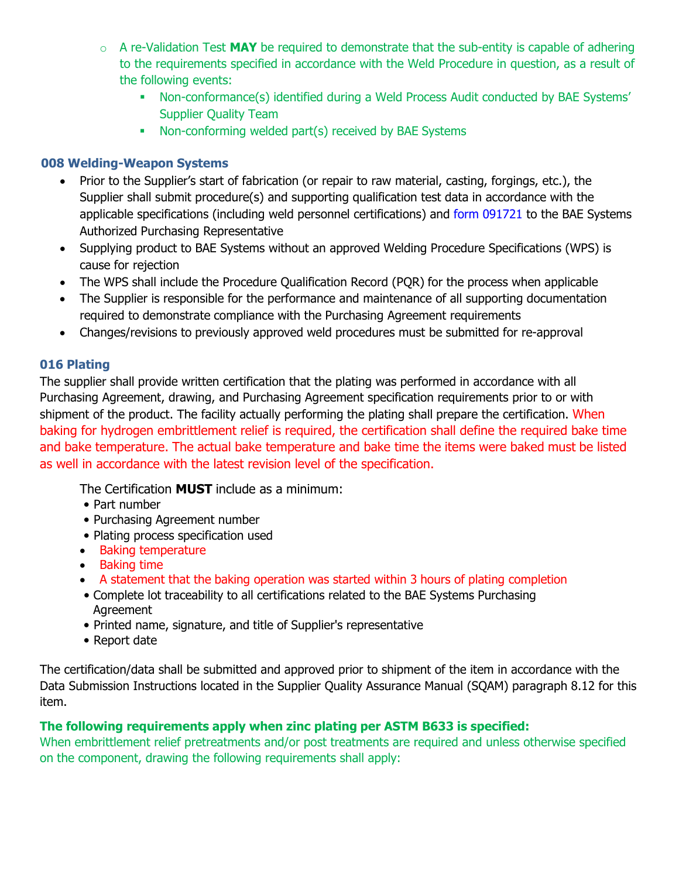- A re-Validation Test **MAY** be required to demonstrate that the sub-entity is capable of adhering to the requirements specified in accordance with the Weld Procedure in question, as a result of the following events:
  - Non-conformance(s) identified during a Weld Process Audit conducted by BAE Systems' Supplier Quality Team
  - Non-conforming welded part(s) received by BAE Systems

### 008 Welding-Weapon Systems

- Prior to the Supplier's start of fabrication (or repair to raw material, casting, forgings, etc.), the Supplier shall submit procedure(s) and supporting qualification test data in accordance with the applicable specifications (including weld personnel certifications) and form 091721 to the BAE Systems Authorized Purchasing Representative
- Supplying product to BAE Systems without an approved Welding Procedure Specifications (WPS) is cause for rejection
- The WPS shall include the Procedure Qualification Record (PQR) for the process when applicable
- The Supplier is responsible for the performance and maintenance of all supporting documentation required to demonstrate compliance with the Purchasing Agreement requirements
- Changes/revisions to previously approved weld procedures must be submitted for re-approval

### 016 Plating

The supplier shall provide written certification that the plating was performed in accordance with all Purchasing Agreement, drawing, and Purchasing Agreement specification requirements prior to or with shipment of the product. The facility actually performing the plating shall prepare the certification. When baking for hydrogen embrittlement relief is required, the certification shall define the required bake time and bake temperature. The actual bake temperature and bake time the items were baked must be listed as well in accordance with the latest revision level of the specification.

The Certification **MUST** include as a minimum:

- Part number
- Purchasing Agreement number
- Plating process specification used
- Baking temperature
- Baking time
- A statement that the baking operation was started within 3 hours of plating completion
- Complete lot traceability to all certifications related to the BAE Systems Purchasing Agreement
- Printed name, signature, and title of Supplier's representative
- Report date

The certification/data shall be submitted and approved prior to shipment of the item in accordance with the Data Submission Instructions located in the Supplier Quality Assurance Manual (SQAM) paragraph 8.12 for this item.

**The following requirements apply when zinc plating per ASTM B633 is specified:**

When embrittlement relief pretreatments and/or post treatments are required and unless otherwise specified on the component, drawing the following requirements shall apply: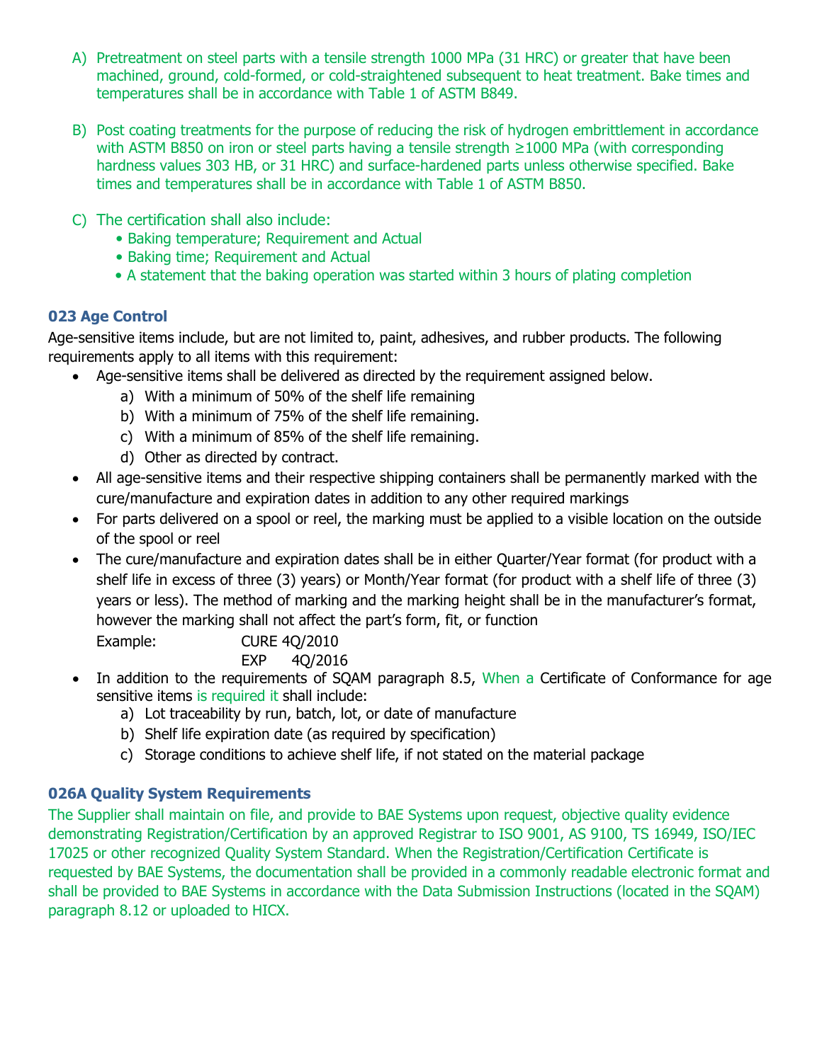A) Pretreatment on steel parts with a tensile strength 1000 MPa (31 HRC) or greater that have been machined, ground, cold-formed, or cold-straightened subsequent to heat treatment. Bake times and temperatures shall be in accordance with Table 1 of ASTM B849.

B) Post coating treatments for the purpose of reducing the risk of hydrogen embrittlement in accordance with ASTM B850 on iron or steel parts having a tensile strength ≥1000 MPa (with corresponding hardness values 303 HB, or 31 HRC) and surface-hardened parts unless otherwise specified. Bake times and temperatures shall be in accordance with Table 1 of ASTM B850.

C) The certification shall also include:
   - Baking temperature; Requirement and Actual
   - Baking time; Requirement and Actual
   - A statement that the baking operation was started within 3 hours of plating completion

### 023 Age Control

Age-sensitive items include, but are not limited to, paint, adhesives, and rubber products. The following requirements apply to all items with this requirement:

- Age-sensitive items shall be delivered as directed by the requirement assigned below.
  a) With a minimum of 50% of the shelf life remaining
  b) With a minimum of 75% of the shelf life remaining.
  c) With a minimum of 85% of the shelf life remaining.
  d) Other as directed by contract.
- All age-sensitive items and their respective shipping containers shall be permanently marked with the cure/manufacture and expiration dates in addition to any other required markings
- For parts delivered on a spool or reel, the marking must be applied to a visible location on the outside of the spool or reel
- The cure/manufacture and expiration dates shall be in either Quarter/Year format (for product with a shelf life in excess of three (3) years) or Month/Year format (for product with a shelf life of three (3) years or less). The method of marking and the marking height shall be in the manufacturer's format, however the marking shall not affect the part's form, fit, or function

  Example: CURE 4Q/2010
  EXP 4Q/2016
- In addition to the requirements of SQAM paragraph 8.5, When a Certificate of Conformance for age sensitive items is required it shall include:
  a) Lot traceability by run, batch, lot, or date of manufacture
  b) Shelf life expiration date (as required by specification)
  c) Storage conditions to achieve shelf life, if not stated on the material package

### 026A Quality System Requirements

The Supplier shall maintain on file, and provide to BAE Systems upon request, objective quality evidence demonstrating Registration/Certification by an approved Registrar to ISO 9001, AS 9100, TS 16949, ISO/IEC 17025 or other recognized Quality System Standard. When the Registration/Certification Certificate is requested by BAE Systems, the documentation shall be provided in a commonly readable electronic format and shall be provided to BAE Systems in accordance with the Data Submission Instructions (located in the SQAM) paragraph 8.12 or uploaded to HICX.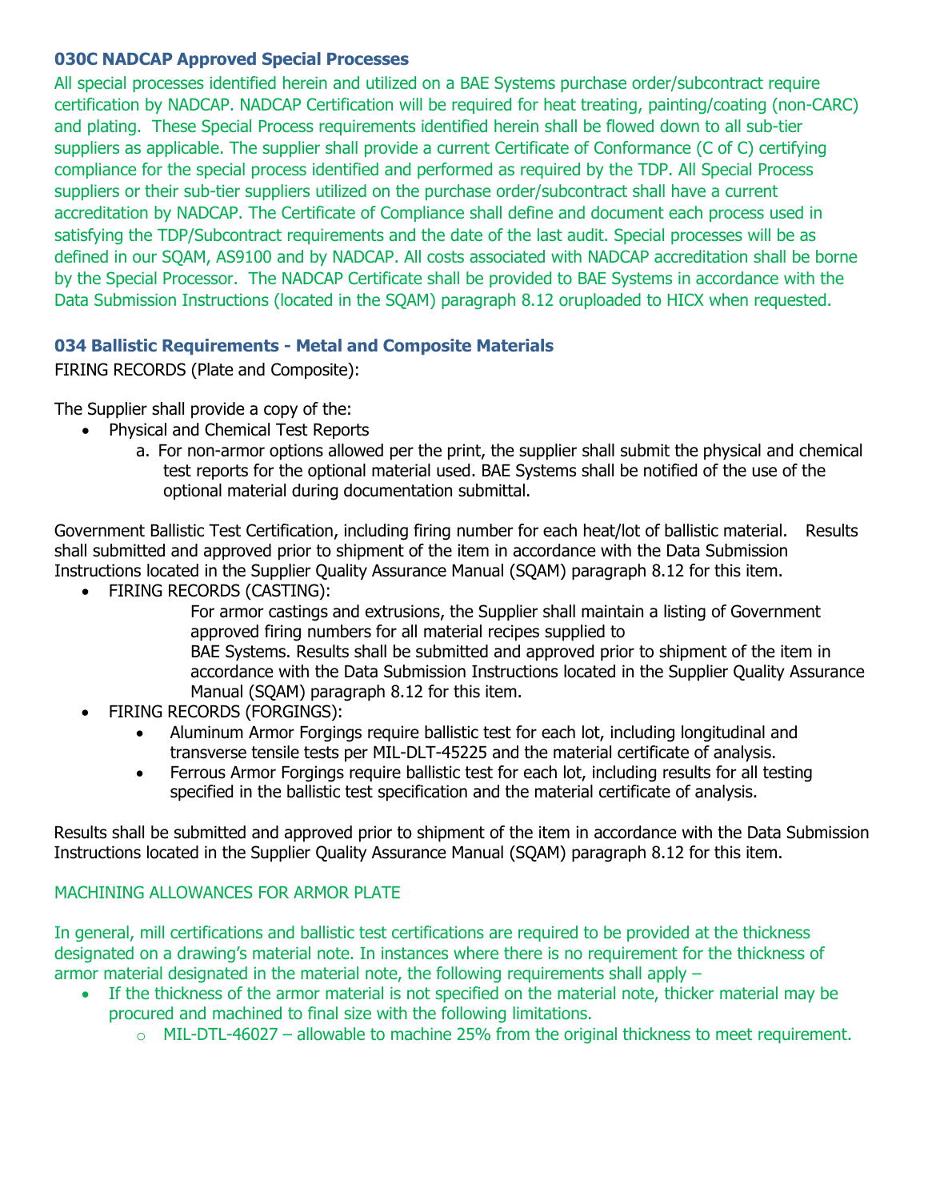### 030C NADCAP Approved Special Processes

All special processes identified herein and utilized on a BAE Systems purchase order/subcontract require certification by NADCAP. NADCAP Certification will be required for heat treating, painting/coating (non-CARC) and plating.  These Special Process requirements identified herein shall be flowed down to all sub-tier suppliers as applicable. The supplier shall provide a current Certificate of Conformance (C of C) certifying compliance for the special process identified and performed as required by the TDP. All Special Process suppliers or their sub-tier suppliers utilized on the purchase order/subcontract shall have a current accreditation by NADCAP. The Certificate of Compliance shall define and document each process used in satisfying the TDP/Subcontract requirements and the date of the last audit. Special processes will be as defined in our SQAM, AS9100 and by NADCAP. All costs associated with NADCAP accreditation shall be borne by the Special Processor.  The NADCAP Certificate shall be provided to BAE Systems in accordance with the Data Submission Instructions (located in the SQAM) paragraph 8.12 oruploaded to HICX when requested.

### 034 Ballistic Requirements - Metal and Composite Materials

FIRING RECORDS (Plate and Composite):

The Supplier shall provide a copy of the:

- Physical and Chemical Test Reports
    a. For non-armor options allowed per the print, the supplier shall submit the physical and chemical test reports for the optional material used. BAE Systems shall be notified of the use of the optional material during documentation submittal.

Government Ballistic Test Certification, including firing number for each heat/lot of ballistic material.   Results shall submitted and approved prior to shipment of the item in accordance with the Data Submission Instructions located in the Supplier Quality Assurance Manual (SQAM) paragraph 8.12 for this item.

- FIRING RECORDS (CASTING):

  For armor castings and extrusions, the Supplier shall maintain a listing of Government approved firing numbers for all material recipes supplied to BAE Systems. Results shall be submitted and approved prior to shipment of the item in accordance with the Data Submission Instructions located in the Supplier Quality Assurance Manual (SQAM) paragraph 8.12 for this item.
- FIRING RECORDS (FORGINGS):
    - Aluminum Armor Forgings require ballistic test for each lot, including longitudinal and transverse tensile tests per MIL-DLT-45225 and the material certificate of analysis.
    - Ferrous Armor Forgings require ballistic test for each lot, including results for all testing specified in the ballistic test specification and the material certificate of analysis.

Results shall be submitted and approved prior to shipment of the item in accordance with the Data Submission Instructions located in the Supplier Quality Assurance Manual (SQAM) paragraph 8.12 for this item.

MACHINING ALLOWANCES FOR ARMOR PLATE

In general, mill certifications and ballistic test certifications are required to be provided at the thickness designated on a drawing's material note. In instances where there is no requirement for the thickness of armor material designated in the material note, the following requirements shall apply –

- If the thickness of the armor material is not specified on the material note, thicker material may be procured and machined to final size with the following limitations.
    - MIL-DTL-46027 – allowable to machine 25% from the original thickness to meet requirement.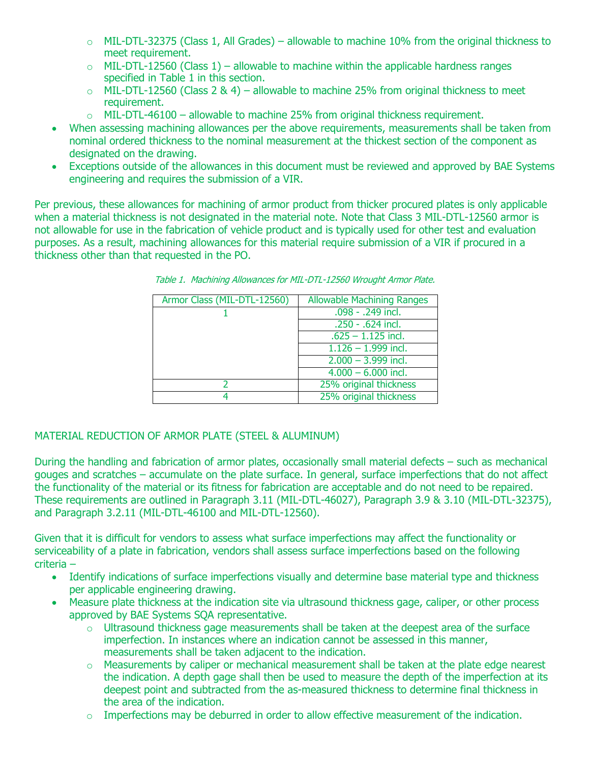- MIL-DTL-32375 (Class 1, All Grades) – allowable to machine 10% from the original thickness to meet requirement.
  - MIL-DTL-12560 (Class 1) – allowable to machine within the applicable hardness ranges specified in Table 1 in this section.
  - MIL-DTL-12560 (Class 2 & 4) – allowable to machine 25% from original thickness to meet requirement.
  - MIL-DTL-46100 – allowable to machine 25% from original thickness requirement.
- When assessing machining allowances per the above requirements, measurements shall be taken from nominal ordered thickness to the nominal measurement at the thickest section of the component as designated on the drawing.
- Exceptions outside of the allowances in this document must be reviewed and approved by BAE Systems engineering and requires the submission of a VIR.

Per previous, these allowances for machining of armor product from thicker procured plates is only applicable when a material thickness is not designated in the material note. Note that Class 3 MIL-DTL-12560 armor is not allowable for use in the fabrication of vehicle product and is typically used for other test and evaluation purposes. As a result, machining allowances for this material require submission of a VIR if procured in a thickness other than that requested in the PO.

*Table 1. Machining Allowances for MIL-DTL-12560 Wrought Armor Plate.*

| Armor Class (MIL-DTL-12560) | Allowable Machining Ranges |
|---|---|
| 1 | .098 - .249 incl. |
| | .250 - .624 incl. |
| | .625 – 1.125 incl. |
| | 1.126 – 1.999 incl. |
| | 2.000 – 3.999 incl. |
| | 4.000 – 6.000 incl. |
| 2 | 25% original thickness |
| 4 | 25% original thickness |

## MATERIAL REDUCTION OF ARMOR PLATE (STEEL & ALUMINUM)

During the handling and fabrication of armor plates, occasionally small material defects – such as mechanical gouges and scratches – accumulate on the plate surface. In general, surface imperfections that do not affect the functionality of the material or its fitness for fabrication are acceptable and do not need to be repaired. These requirements are outlined in Paragraph 3.11 (MIL-DTL-46027), Paragraph 3.9 & 3.10 (MIL-DTL-32375), and Paragraph 3.2.11 (MIL-DTL-46100 and MIL-DTL-12560).

Given that it is difficult for vendors to assess what surface imperfections may affect the functionality or serviceability of a plate in fabrication, vendors shall assess surface imperfections based on the following criteria –

- Identify indications of surface imperfections visually and determine base material type and thickness per applicable engineering drawing.
- Measure plate thickness at the indication site via ultrasound thickness gage, caliper, or other process approved by BAE Systems SQA representative.
  - Ultrasound thickness gage measurements shall be taken at the deepest area of the surface imperfection. In instances where an indication cannot be assessed in this manner, measurements shall be taken adjacent to the indication.
  - Measurements by caliper or mechanical measurement shall be taken at the plate edge nearest the indication. A depth gage shall then be used to measure the depth of the imperfection at its deepest point and subtracted from the as-measured thickness to determine final thickness in the area of the indication.
  - Imperfections may be deburred in order to allow effective measurement of the indication.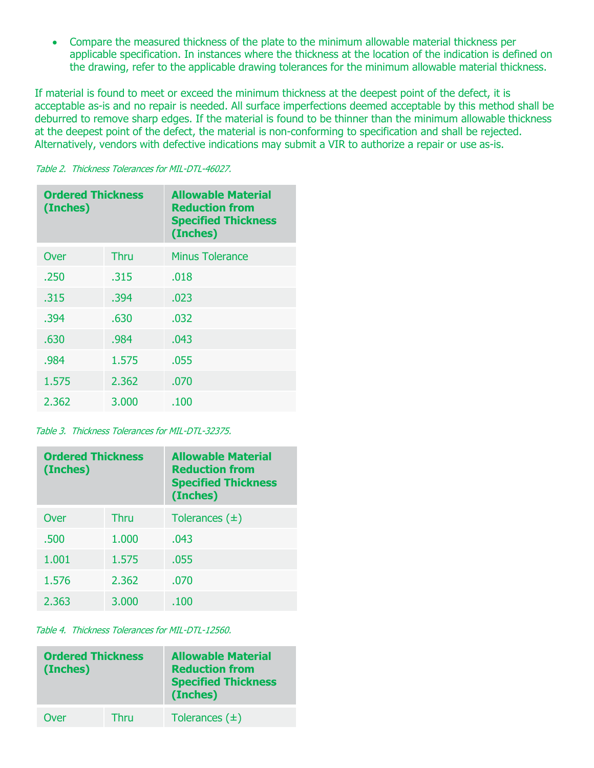- Compare the measured thickness of the plate to the minimum allowable material thickness per applicable specification. In instances where the thickness at the location of the indication is defined on the drawing, refer to the applicable drawing tolerances for the minimum allowable material thickness.

If material is found to meet or exceed the minimum thickness at the deepest point of the defect, it is acceptable as-is and no repair is needed. All surface imperfections deemed acceptable by this method shall be deburred to remove sharp edges. If the material is found to be thinner than the minimum allowable thickness at the deepest point of the defect, the material is non-conforming to specification and shall be rejected. Alternatively, vendors with defective indications may submit a VIR to authorize a repair or use as-is.

*Table 2. Thickness Tolerances for MIL-DTL-46027.*

| Ordered Thickness (Inches) | | Allowable Material Reduction from Specified Thickness (Inches) |
|---|---|---|
| Over | Thru | Minus Tolerance |
| .250 | .315 | .018 |
| .315 | .394 | .023 |
| .394 | .630 | .032 |
| .630 | .984 | .043 |
| .984 | 1.575 | .055 |
| 1.575 | 2.362 | .070 |
| 2.362 | 3.000 | .100 |

*Table 3. Thickness Tolerances for MIL-DTL-32375.*

| Ordered Thickness (Inches) | | Allowable Material Reduction from Specified Thickness (Inches) |
|---|---|---|
| Over | Thru | Tolerances (±) |
| .500 | 1.000 | .043 |
| 1.001 | 1.575 | .055 |
| 1.576 | 2.362 | .070 |
| 2.363 | 3.000 | .100 |

*Table 4. Thickness Tolerances for MIL-DTL-12560.*

| Ordered Thickness (Inches) | | Allowable Material Reduction from Specified Thickness (Inches) |
|---|---|---|
| Over | Thru | Tolerances (±) |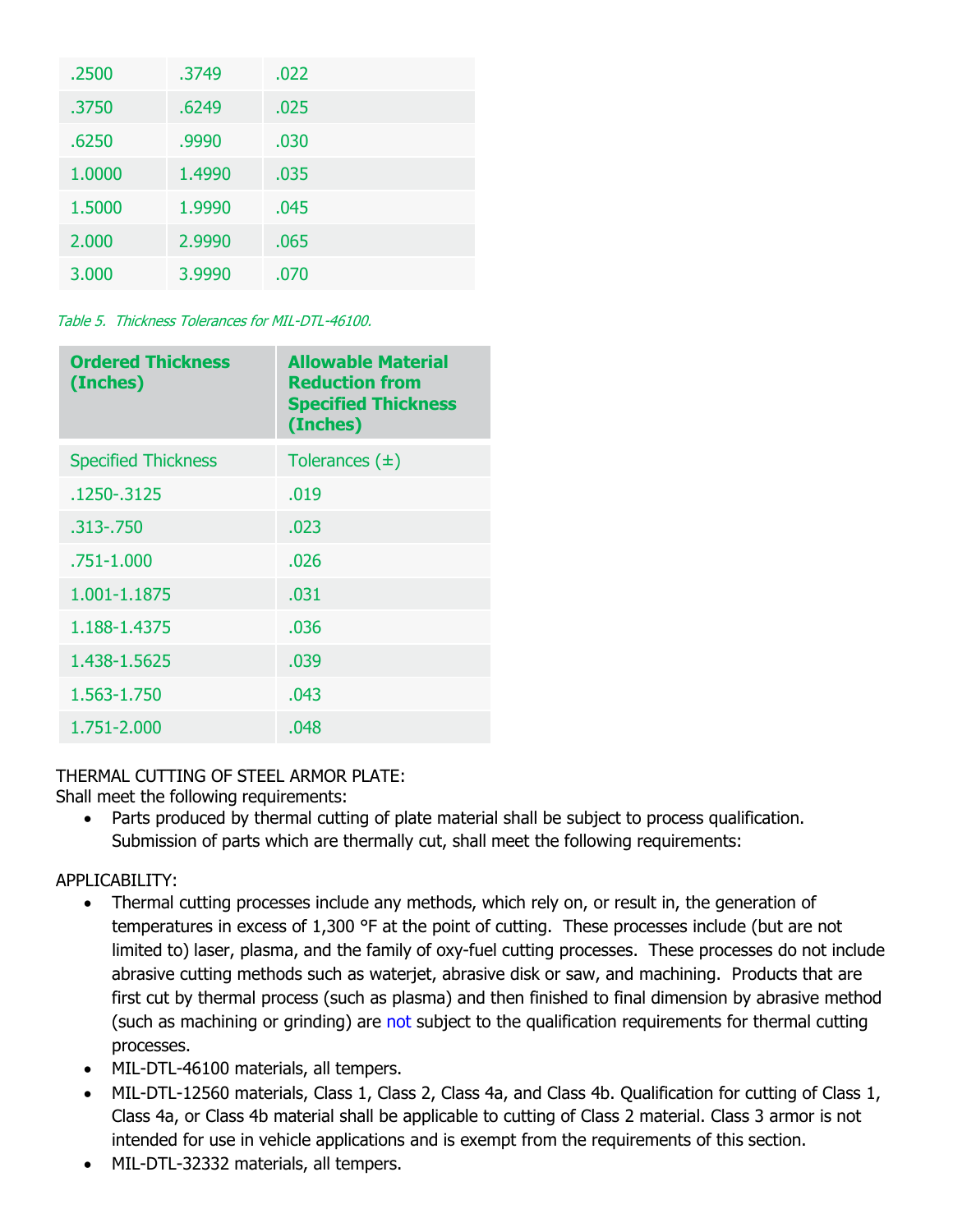| | | |
|---|---|---|
| .2500 | .3749 | .022 |
| .3750 | .6249 | .025 |
| .6250 | .9990 | .030 |
| 1.0000 | 1.4990 | .035 |
| 1.5000 | 1.9990 | .045 |
| 2.000 | 2.9990 | .065 |
| 3.000 | 3.9990 | .070 |

*Table 5. Thickness Tolerances for MIL-DTL-46100.*

| Ordered Thickness (Inches) | Allowable Material Reduction from Specified Thickness (Inches) |
|---|---|
| Specified Thickness | Tolerances (±) |
| .1250-.3125 | .019 |
| .313-.750 | .023 |
| .751-1.000 | .026 |
| 1.001-1.1875 | .031 |
| 1.188-1.4375 | .036 |
| 1.438-1.5625 | .039 |
| 1.563-1.750 | .043 |
| 1.751-2.000 | .048 |

THERMAL CUTTING OF STEEL ARMOR PLATE:
Shall meet the following requirements:

- Parts produced by thermal cutting of plate material shall be subject to process qualification. Submission of parts which are thermally cut, shall meet the following requirements:

APPLICABILITY:

- Thermal cutting processes include any methods, which rely on, or result in, the generation of temperatures in excess of 1,300 °F at the point of cutting. These processes include (but are not limited to) laser, plasma, and the family of oxy-fuel cutting processes. These processes do not include abrasive cutting methods such as waterjet, abrasive disk or saw, and machining. Products that are first cut by thermal process (such as plasma) and then finished to final dimension by abrasive method (such as machining or grinding) are not subject to the qualification requirements for thermal cutting processes.
- MIL-DTL-46100 materials, all tempers.
- MIL-DTL-12560 materials, Class 1, Class 2, Class 4a, and Class 4b. Qualification for cutting of Class 1, Class 4a, or Class 4b material shall be applicable to cutting of Class 2 material. Class 3 armor is not intended for use in vehicle applications and is exempt from the requirements of this section.
- MIL-DTL-32332 materials, all tempers.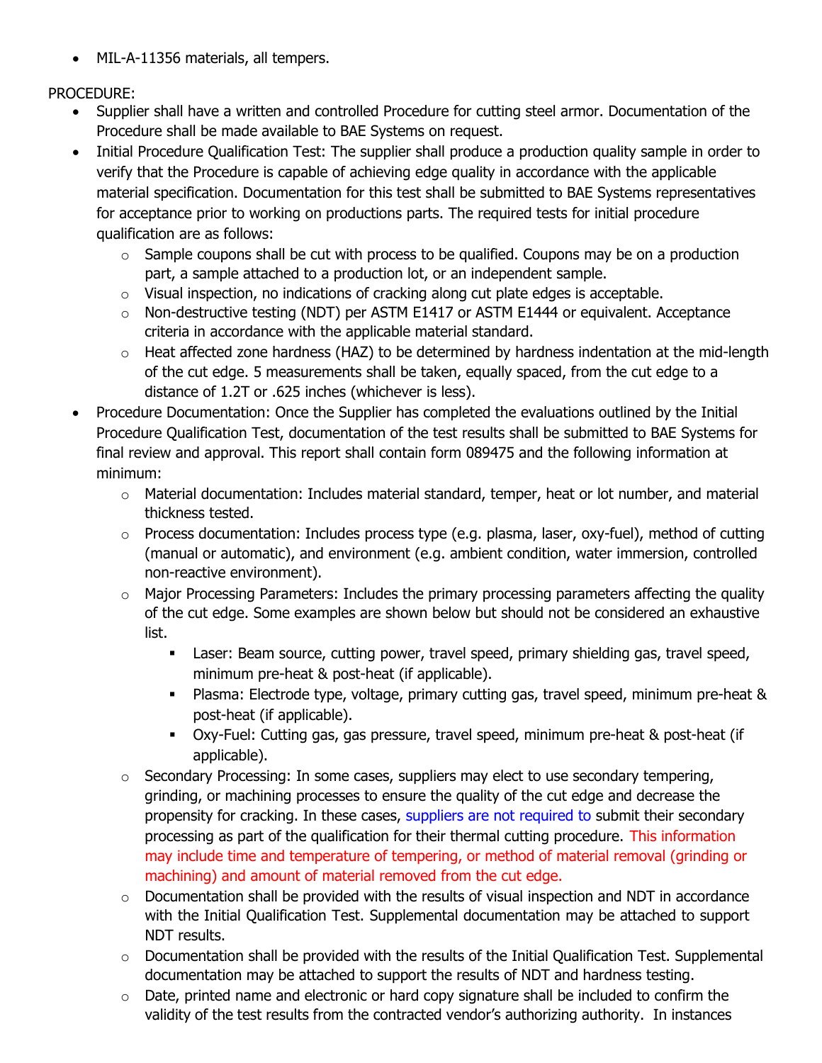- MIL-A-11356 materials, all tempers.

PROCEDURE:

- Supplier shall have a written and controlled Procedure for cutting steel armor. Documentation of the Procedure shall be made available to BAE Systems on request.
- Initial Procedure Qualification Test: The supplier shall produce a production quality sample in order to verify that the Procedure is capable of achieving edge quality in accordance with the applicable material specification. Documentation for this test shall be submitted to BAE Systems representatives for acceptance prior to working on productions parts. The required tests for initial procedure qualification are as follows:
  - Sample coupons shall be cut with process to be qualified. Coupons may be on a production part, a sample attached to a production lot, or an independent sample.
  - Visual inspection, no indications of cracking along cut plate edges is acceptable.
  - Non-destructive testing (NDT) per ASTM E1417 or ASTM E1444 or equivalent. Acceptance criteria in accordance with the applicable material standard.
  - Heat affected zone hardness (HAZ) to be determined by hardness indentation at the mid-length of the cut edge. 5 measurements shall be taken, equally spaced, from the cut edge to a distance of 1.2T or .625 inches (whichever is less).
- Procedure Documentation: Once the Supplier has completed the evaluations outlined by the Initial Procedure Qualification Test, documentation of the test results shall be submitted to BAE Systems for final review and approval. This report shall contain form 089475 and the following information at minimum:
  - Material documentation: Includes material standard, temper, heat or lot number, and material thickness tested.
  - Process documentation: Includes process type (e.g. plasma, laser, oxy-fuel), method of cutting (manual or automatic), and environment (e.g. ambient condition, water immersion, controlled non-reactive environment).
  - Major Processing Parameters: Includes the primary processing parameters affecting the quality of the cut edge. Some examples are shown below but should not be considered an exhaustive list.
    - Laser: Beam source, cutting power, travel speed, primary shielding gas, travel speed, minimum pre-heat & post-heat (if applicable).
    - Plasma: Electrode type, voltage, primary cutting gas, travel speed, minimum pre-heat & post-heat (if applicable).
    - Oxy-Fuel: Cutting gas, gas pressure, travel speed, minimum pre-heat & post-heat (if applicable).
  - Secondary Processing: In some cases, suppliers may elect to use secondary tempering, grinding, or machining processes to ensure the quality of the cut edge and decrease the propensity for cracking. In these cases, suppliers are not required to submit their secondary processing as part of the qualification for their thermal cutting procedure. This information may include time and temperature of tempering, or method of material removal (grinding or machining) and amount of material removed from the cut edge.
  - Documentation shall be provided with the results of visual inspection and NDT in accordance with the Initial Qualification Test. Supplemental documentation may be attached to support NDT results.
  - Documentation shall be provided with the results of the Initial Qualification Test. Supplemental documentation may be attached to support the results of NDT and hardness testing.
  - Date, printed name and electronic or hard copy signature shall be included to confirm the validity of the test results from the contracted vendor's authorizing authority. In instances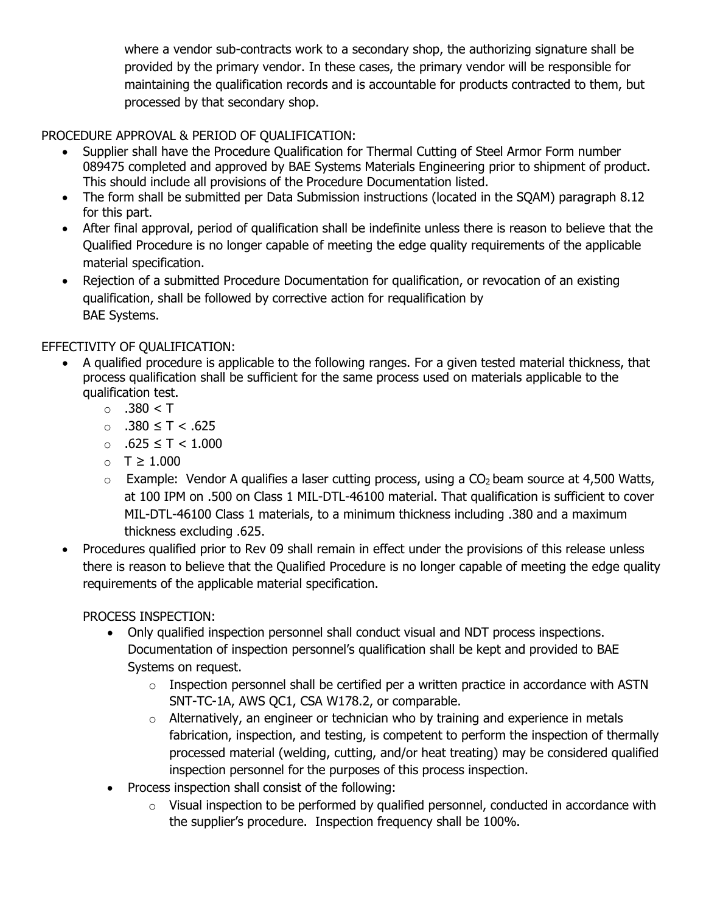where a vendor sub-contracts work to a secondary shop, the authorizing signature shall be provided by the primary vendor. In these cases, the primary vendor will be responsible for maintaining the qualification records and is accountable for products contracted to them, but processed by that secondary shop.

PROCEDURE APPROVAL & PERIOD OF QUALIFICATION:

- Supplier shall have the Procedure Qualification for Thermal Cutting of Steel Armor Form number 089475 completed and approved by BAE Systems Materials Engineering prior to shipment of product. This should include all provisions of the Procedure Documentation listed.
- The form shall be submitted per Data Submission instructions (located in the SQAM) paragraph 8.12 for this part.
- After final approval, period of qualification shall be indefinite unless there is reason to believe that the Qualified Procedure is no longer capable of meeting the edge quality requirements of the applicable material specification.
- Rejection of a submitted Procedure Documentation for qualification, or revocation of an existing qualification, shall be followed by corrective action for requalification by BAE Systems.

EFFECTIVITY OF QUALIFICATION:

- A qualified procedure is applicable to the following ranges. For a given tested material thickness, that process qualification shall be sufficient for the same process used on materials applicable to the qualification test.
  - $.380 < T$
  - $.380 \leq T < .625$
  - $.625 \leq T < 1.000$
  - $T \geq 1.000$
  - Example: Vendor A qualifies a laser cutting process, using a $CO_2$ beam source at 4,500 Watts, at 100 IPM on .500 on Class 1 MIL-DTL-46100 material. That qualification is sufficient to cover MIL-DTL-46100 Class 1 materials, to a minimum thickness including .380 and a maximum thickness excluding .625.
- Procedures qualified prior to Rev 09 shall remain in effect under the provisions of this release unless there is reason to believe that the Qualified Procedure is no longer capable of meeting the edge quality requirements of the applicable material specification.

PROCESS INSPECTION:

- Only qualified inspection personnel shall conduct visual and NDT process inspections. Documentation of inspection personnel's qualification shall be kept and provided to BAE Systems on request.
  - Inspection personnel shall be certified per a written practice in accordance with ASTN SNT-TC-1A, AWS QC1, CSA W178.2, or comparable.
  - Alternatively, an engineer or technician who by training and experience in metals fabrication, inspection, and testing, is competent to perform the inspection of thermally processed material (welding, cutting, and/or heat treating) may be considered qualified inspection personnel for the purposes of this process inspection.
- Process inspection shall consist of the following:
  - Visual inspection to be performed by qualified personnel, conducted in accordance with the supplier's procedure. Inspection frequency shall be 100%.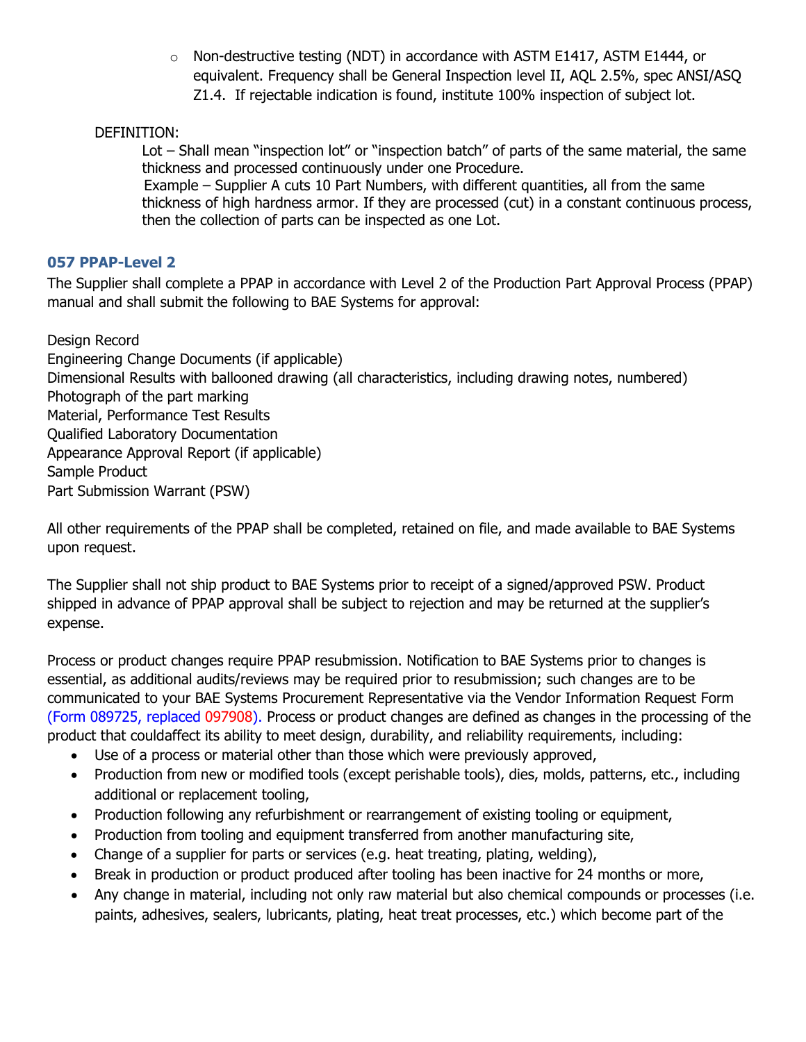- Non-destructive testing (NDT) in accordance with ASTM E1417, ASTM E1444, or equivalent. Frequency shall be General Inspection level II, AQL 2.5%, spec ANSI/ASQ Z1.4. If rejectable indication is found, institute 100% inspection of subject lot.

DEFINITION:

Lot – Shall mean "inspection lot" or "inspection batch" of parts of the same material, the same thickness and processed continuously under one Procedure.

Example – Supplier A cuts 10 Part Numbers, with different quantities, all from the same thickness of high hardness armor. If they are processed (cut) in a constant continuous process, then the collection of parts can be inspected as one Lot.

### 057 PPAP-Level 2

The Supplier shall complete a PPAP in accordance with Level 2 of the Production Part Approval Process (PPAP) manual and shall submit the following to BAE Systems for approval:

Design Record
Engineering Change Documents (if applicable)
Dimensional Results with ballooned drawing (all characteristics, including drawing notes, numbered)
Photograph of the part marking
Material, Performance Test Results
Qualified Laboratory Documentation
Appearance Approval Report (if applicable)
Sample Product
Part Submission Warrant (PSW)

All other requirements of the PPAP shall be completed, retained on file, and made available to BAE Systems upon request.

The Supplier shall not ship product to BAE Systems prior to receipt of a signed/approved PSW. Product shipped in advance of PPAP approval shall be subject to rejection and may be returned at the supplier's expense.

Process or product changes require PPAP resubmission. Notification to BAE Systems prior to changes is essential, as additional audits/reviews may be required prior to resubmission; such changes are to be communicated to your BAE Systems Procurement Representative via the Vendor Information Request Form (Form 089725, replaced 097908). Process or product changes are defined as changes in the processing of the product that couldaffect its ability to meet design, durability, and reliability requirements, including:

- Use of a process or material other than those which were previously approved,
- Production from new or modified tools (except perishable tools), dies, molds, patterns, etc., including additional or replacement tooling,
- Production following any refurbishment or rearrangement of existing tooling or equipment,
- Production from tooling and equipment transferred from another manufacturing site,
- Change of a supplier for parts or services (e.g. heat treating, plating, welding),
- Break in production or product produced after tooling has been inactive for 24 months or more,
- Any change in material, including not only raw material but also chemical compounds or processes (i.e. paints, adhesives, sealers, lubricants, plating, heat treat processes, etc.) which become part of the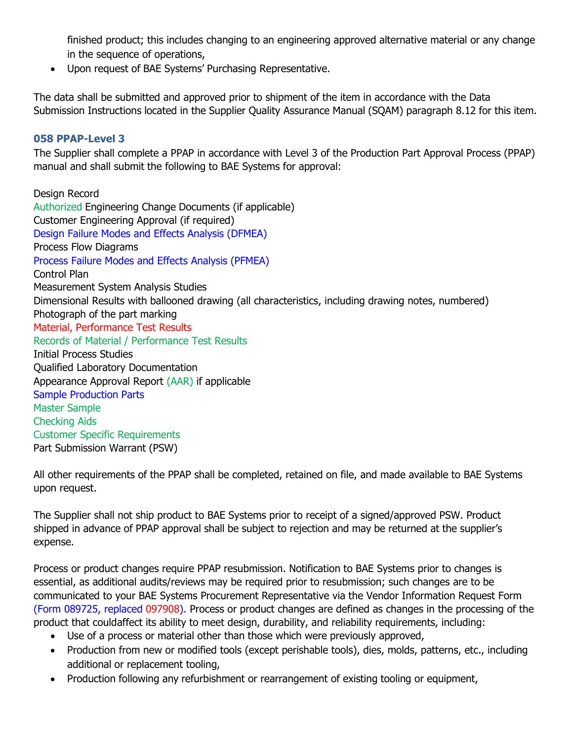finished product; this includes changing to an engineering approved alternative material or any change in the sequence of operations,
- Upon request of BAE Systems' Purchasing Representative.

The data shall be submitted and approved prior to shipment of the item in accordance with the Data Submission Instructions located in the Supplier Quality Assurance Manual (SQAM) paragraph 8.12 for this item.

### 058 PPAP-Level 3

The Supplier shall complete a PPAP in accordance with Level 3 of the Production Part Approval Process (PPAP) manual and shall submit the following to BAE Systems for approval:

Design Record
Authorized Engineering Change Documents (if applicable)
Customer Engineering Approval (if required)
Design Failure Modes and Effects Analysis (DFMEA)
Process Flow Diagrams
Process Failure Modes and Effects Analysis (PFMEA)
Control Plan
Measurement System Analysis Studies
Dimensional Results with ballooned drawing (all characteristics, including drawing notes, numbered)
Photograph of the part marking
Material, Performance Test Results
Records of Material / Performance Test Results
Initial Process Studies
Qualified Laboratory Documentation
Appearance Approval Report (AAR) if applicable
Sample Production Parts
Master Sample
Checking Aids
Customer Specific Requirements
Part Submission Warrant (PSW)

All other requirements of the PPAP shall be completed, retained on file, and made available to BAE Systems upon request.

The Supplier shall not ship product to BAE Systems prior to receipt of a signed/approved PSW. Product shipped in advance of PPAP approval shall be subject to rejection and may be returned at the supplier's expense.

Process or product changes require PPAP resubmission. Notification to BAE Systems prior to changes is essential, as additional audits/reviews may be required prior to resubmission; such changes are to be communicated to your BAE Systems Procurement Representative via the Vendor Information Request Form (Form 089725, replaced 097908). Process or product changes are defined as changes in the processing of the product that couldaffect its ability to meet design, durability, and reliability requirements, including:

- Use of a process or material other than those which were previously approved,
- Production from new or modified tools (except perishable tools), dies, molds, patterns, etc., including additional or replacement tooling,
- Production following any refurbishment or rearrangement of existing tooling or equipment,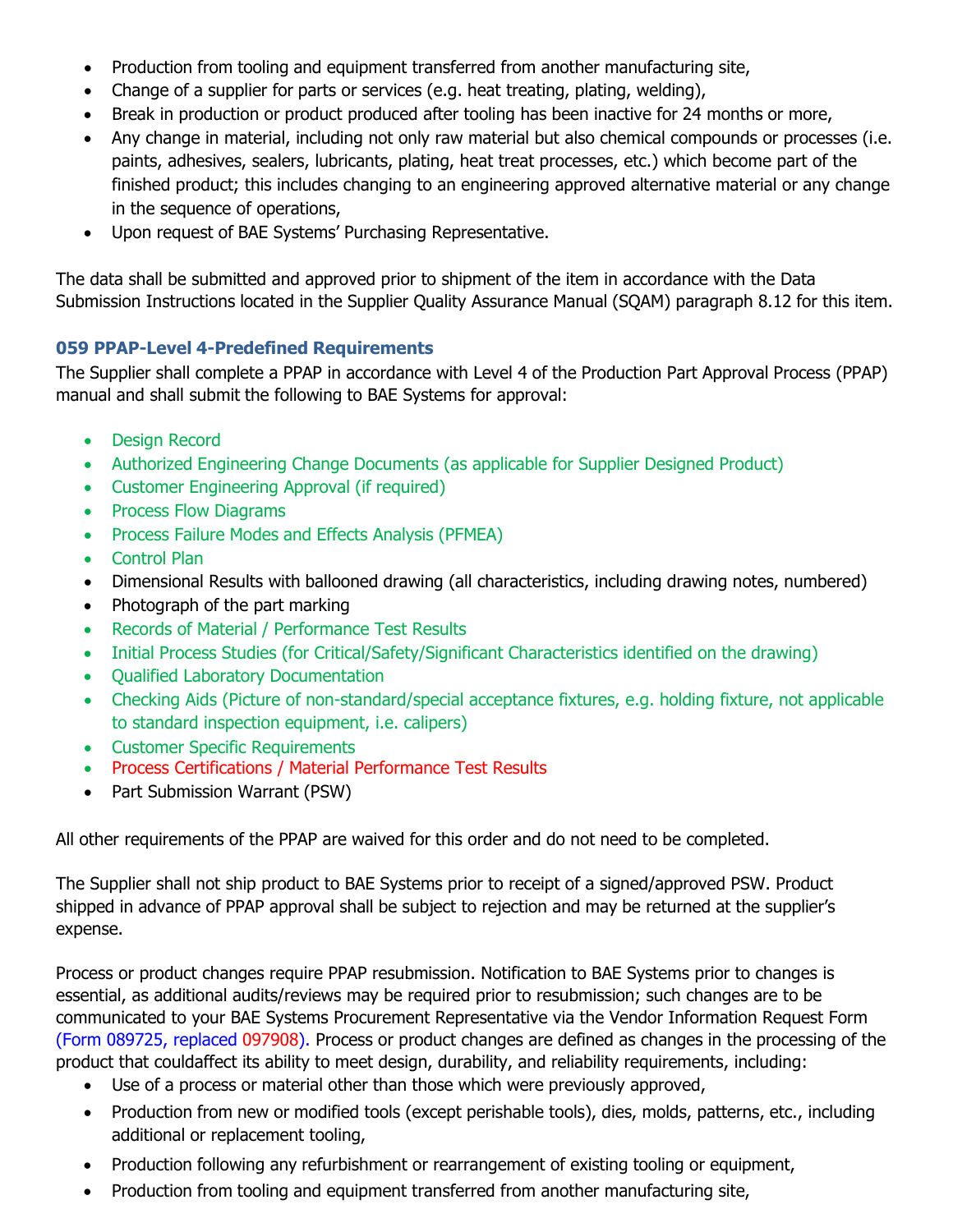- Production from tooling and equipment transferred from another manufacturing site,
- Change of a supplier for parts or services (e.g. heat treating, plating, welding),
- Break in production or product produced after tooling has been inactive for 24 months or more,
- Any change in material, including not only raw material but also chemical compounds or processes (i.e. paints, adhesives, sealers, lubricants, plating, heat treat processes, etc.) which become part of the finished product; this includes changing to an engineering approved alternative material or any change in the sequence of operations,
- Upon request of BAE Systems' Purchasing Representative.

The data shall be submitted and approved prior to shipment of the item in accordance with the Data Submission Instructions located in the Supplier Quality Assurance Manual (SQAM) paragraph 8.12 for this item.

### 059 PPAP-Level 4-Predefined Requirements

The Supplier shall complete a PPAP in accordance with Level 4 of the Production Part Approval Process (PPAP) manual and shall submit the following to BAE Systems for approval:

- Design Record
- Authorized Engineering Change Documents (as applicable for Supplier Designed Product)
- Customer Engineering Approval (if required)
- Process Flow Diagrams
- Process Failure Modes and Effects Analysis (PFMEA)
- Control Plan
- Dimensional Results with ballooned drawing (all characteristics, including drawing notes, numbered)
- Photograph of the part marking
- Records of Material / Performance Test Results
- Initial Process Studies (for Critical/Safety/Significant Characteristics identified on the drawing)
- Qualified Laboratory Documentation
- Checking Aids (Picture of non-standard/special acceptance fixtures, e.g. holding fixture, not applicable to standard inspection equipment, i.e. calipers)
- Customer Specific Requirements
- Process Certifications / Material Performance Test Results
- Part Submission Warrant (PSW)

All other requirements of the PPAP are waived for this order and do not need to be completed.

The Supplier shall not ship product to BAE Systems prior to receipt of a signed/approved PSW. Product shipped in advance of PPAP approval shall be subject to rejection and may be returned at the supplier's expense.

Process or product changes require PPAP resubmission. Notification to BAE Systems prior to changes is essential, as additional audits/reviews may be required prior to resubmission; such changes are to be communicated to your BAE Systems Procurement Representative via the Vendor Information Request Form (Form 089725, replaced 097908). Process or product changes are defined as changes in the processing of the product that couldaffect its ability to meet design, durability, and reliability requirements, including:

- Use of a process or material other than those which were previously approved,
- Production from new or modified tools (except perishable tools), dies, molds, patterns, etc., including additional or replacement tooling,
- Production following any refurbishment or rearrangement of existing tooling or equipment,
- Production from tooling and equipment transferred from another manufacturing site,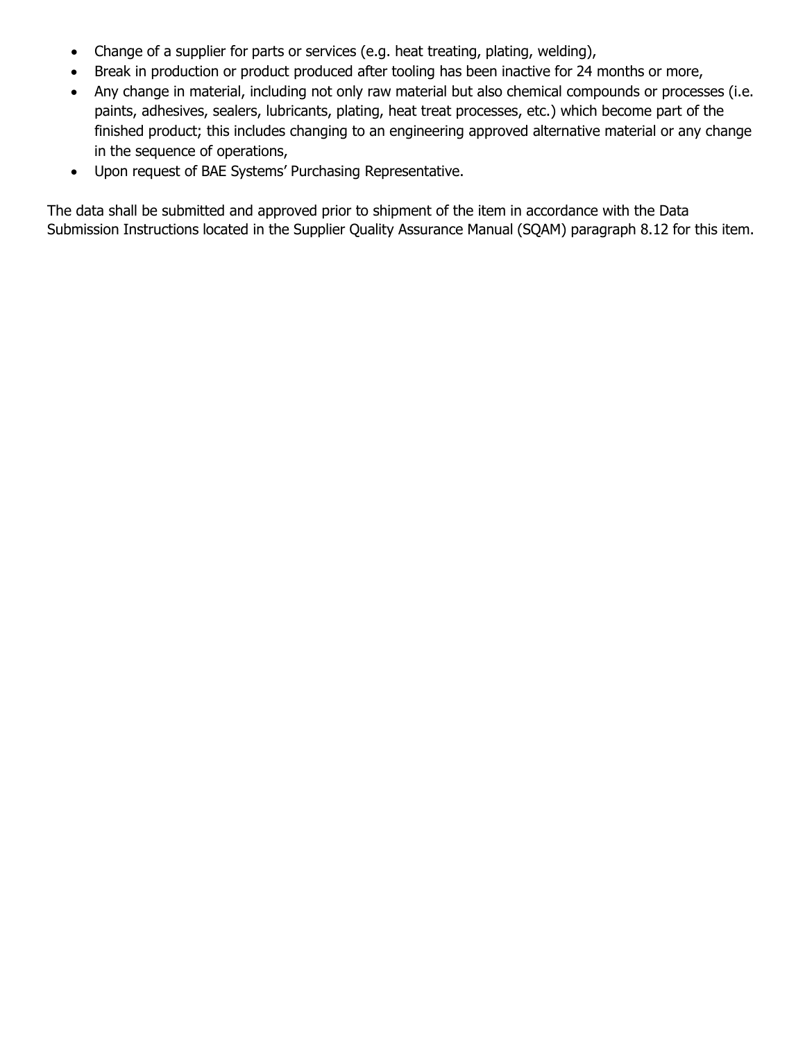- Change of a supplier for parts or services (e.g. heat treating, plating, welding),
- Break in production or product produced after tooling has been inactive for 24 months or more,
- Any change in material, including not only raw material but also chemical compounds or processes (i.e. paints, adhesives, sealers, lubricants, plating, heat treat processes, etc.) which become part of the finished product; this includes changing to an engineering approved alternative material or any change in the sequence of operations,
- Upon request of BAE Systems' Purchasing Representative.

The data shall be submitted and approved prior to shipment of the item in accordance with the Data Submission Instructions located in the Supplier Quality Assurance Manual (SQAM) paragraph 8.12 for this item.